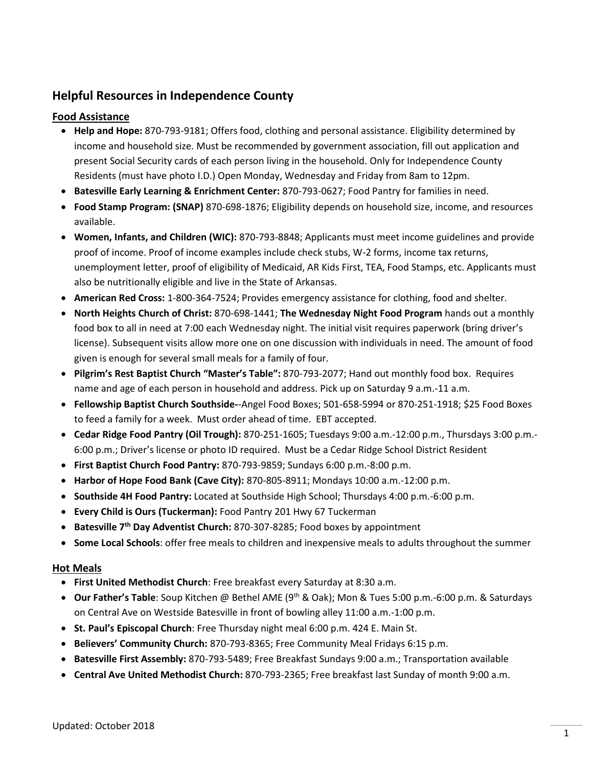## Helpful Resources in Independence County

### Food Assistance

- **Help and Hope:** 870-793-9181; Offers food, clothing and personal assistance. Eligibility determined by income and household size. Must be recommended by government association, fill out application and present Social Security cards of each person living in the household. Only for Independence County Residents (must have photo I.D.) Open Monday, Wednesday and Friday from 8am to 12pm.
- **Batesville Early Learning & Enrichment Center:** 870-793-0627; Food Pantry for families in need.
- **Food Stamp Program: (SNAP)** 870-698-1876; Eligibility depends on household size, income, and resources available.
- **Women, Infants, and Children (WIC):** 870-793-8848; Applicants must meet income guidelines and provide proof of income. Proof of income examples include check stubs, W-2 forms, income tax returns, unemployment letter, proof of eligibility of Medicaid, AR Kids First, TEA, Food Stamps, etc. Applicants must also be nutritionally eligible and live in the State of Arkansas.
- **American Red Cross:** 1-800-364-7524; Provides emergency assistance for clothing, food and shelter.
- **North Heights Church of Christ:** 870-698-1441; **The Wednesday Night Food Program** hands out a monthly food box to all in need at 7:00 each Wednesday night. The initial visit requires paperwork (bring driver's license). Subsequent visits allow more one on one discussion with individuals in need. The amount of food given is enough for several small meals for a family of four.
- **Pilgrim's Rest Baptist Church "Master's Table":** 870-793-2077; Hand out monthly food box. Requires name and age of each person in household and address. Pick up on Saturday 9 a.m.-11 a.m.
- **Fellowship Baptist Church Southside-**-Angel Food Boxes; 501-658-5994 or 870-251-1918; $25 Food Boxes to feed a family for a week. Must order ahead of time. EBT accepted.
- **Cedar Ridge Food Pantry (Oil Trough):** 870-251-1605; Tuesdays 9:00 a.m.-12:00 p.m., Thursdays 3:00 p.m.-6:00 p.m.; Driver's license or photo ID required. Must be a Cedar Ridge School District Resident
- **First Baptist Church Food Pantry:** 870-793-9859; Sundays 6:00 p.m.-8:00 p.m.
- **Harbor of Hope Food Bank (Cave City):** 870-805-8911; Mondays 10:00 a.m.-12:00 p.m.
- **Southside 4H Food Pantry:** Located at Southside High School; Thursdays 4:00 p.m.-6:00 p.m.
- **Every Child is Ours (Tuckerman):** Food Pantry 201 Hwy 67 Tuckerman
- **Batesville 7th Day Adventist Church:** 870-307-8285; Food boxes by appointment
- **Some Local Schools**: offer free meals to children and inexpensive meals to adults throughout the summer

### Hot Meals

- **First United Methodist Church**: Free breakfast every Saturday at 8:30 a.m.
- **Our Father's Table**: Soup Kitchen @ Bethel AME (9th & Oak); Mon & Tues 5:00 p.m.-6:00 p.m. & Saturdays on Central Ave on Westside Batesville in front of bowling alley 11:00 a.m.-1:00 p.m.
- **St. Paul's Episcopal Church**: Free Thursday night meal 6:00 p.m. 424 E. Main St.
- **Believers' Community Church:** 870-793-8365; Free Community Meal Fridays 6:15 p.m.
- **Batesville First Assembly:** 870-793-5489; Free Breakfast Sundays 9:00 a.m.; Transportation available
- **Central Ave United Methodist Church:** 870-793-2365; Free breakfast last Sunday of month 9:00 a.m.

Updated: October 2018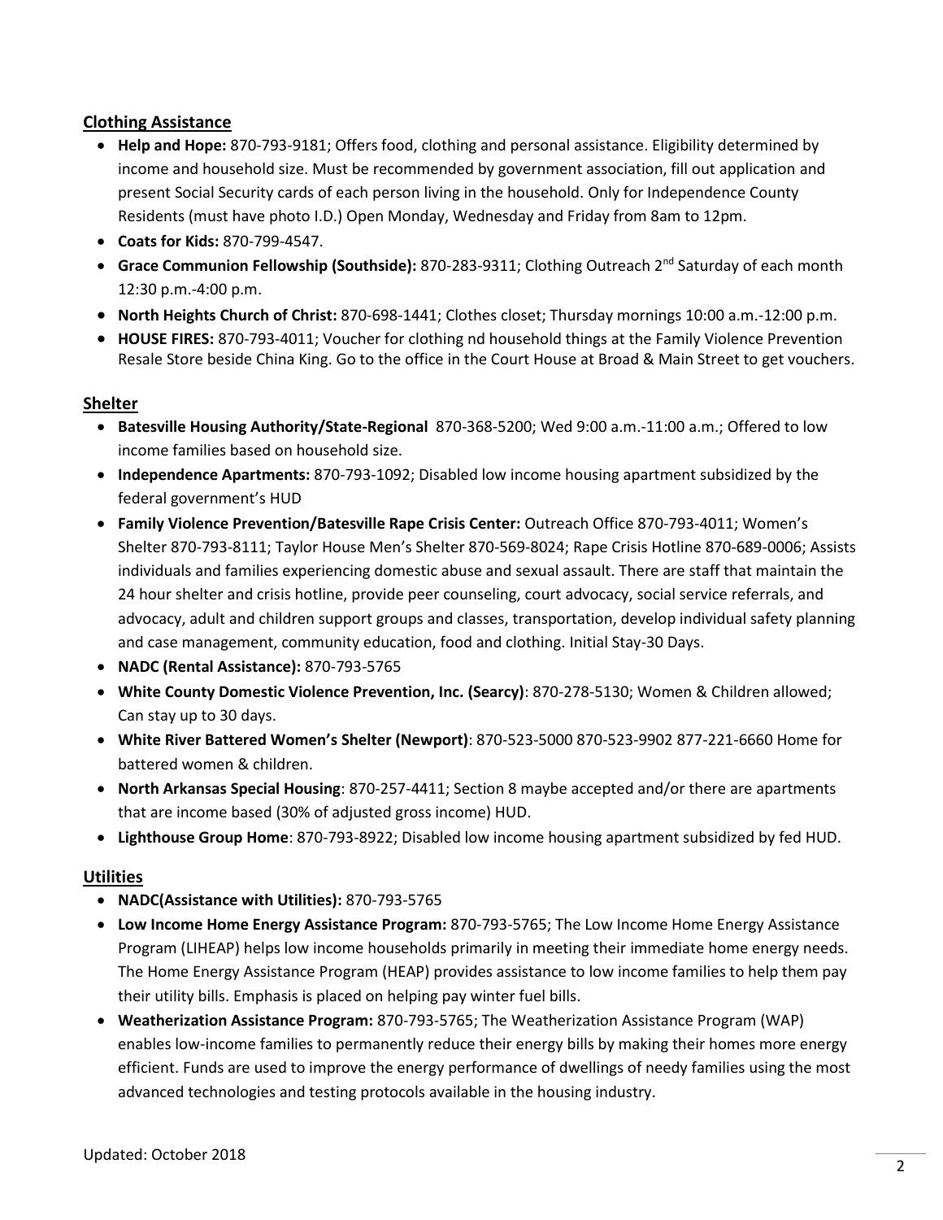## Clothing Assistance

- **Help and Hope:** 870-793-9181; Offers food, clothing and personal assistance. Eligibility determined by income and household size. Must be recommended by government association, fill out application and present Social Security cards of each person living in the household. Only for Independence County Residents (must have photo I.D.) Open Monday, Wednesday and Friday from 8am to 12pm.
- **Coats for Kids:** 870-799-4547.
- **Grace Communion Fellowship (Southside):** 870-283-9311; Clothing Outreach 2nd Saturday of each month 12:30 p.m.-4:00 p.m.
- **North Heights Church of Christ:** 870-698-1441; Clothes closet; Thursday mornings 10:00 a.m.-12:00 p.m.
- **HOUSE FIRES:** 870-793-4011; Voucher for clothing nd household things at the Family Violence Prevention Resale Store beside China King. Go to the office in the Court House at Broad & Main Street to get vouchers.

## Shelter

- **Batesville Housing Authority/State-Regional** 870-368-5200; Wed 9:00 a.m.-11:00 a.m.; Offered to low income families based on household size.
- **Independence Apartments:** 870-793-1092; Disabled low income housing apartment subsidized by the federal government's HUD
- **Family Violence Prevention/Batesville Rape Crisis Center:** Outreach Office 870-793-4011; Women's Shelter 870-793-8111; Taylor House Men's Shelter 870-569-8024; Rape Crisis Hotline 870-689-0006; Assists individuals and families experiencing domestic abuse and sexual assault. There are staff that maintain the 24 hour shelter and crisis hotline, provide peer counseling, court advocacy, social service referrals, and advocacy, adult and children support groups and classes, transportation, develop individual safety planning and case management, community education, food and clothing. Initial Stay-30 Days.
- **NADC (Rental Assistance):** 870-793-5765
- **White County Domestic Violence Prevention, Inc. (Searcy)**: 870-278-5130; Women & Children allowed; Can stay up to 30 days.
- **White River Battered Women's Shelter (Newport)**: 870-523-5000 870-523-9902 877-221-6660 Home for battered women & children.
- **North Arkansas Special Housing**: 870-257-4411; Section 8 maybe accepted and/or there are apartments that are income based (30% of adjusted gross income) HUD.
- **Lighthouse Group Home**: 870-793-8922; Disabled low income housing apartment subsidized by fed HUD.

## Utilities

- **NADC(Assistance with Utilities):** 870-793-5765
- **Low Income Home Energy Assistance Program:** 870-793-5765; The Low Income Home Energy Assistance Program (LIHEAP) helps low income households primarily in meeting their immediate home energy needs. The Home Energy Assistance Program (HEAP) provides assistance to low income families to help them pay their utility bills. Emphasis is placed on helping pay winter fuel bills.
- **Weatherization Assistance Program:** 870-793-5765; The Weatherization Assistance Program (WAP) enables low-income families to permanently reduce their energy bills by making their homes more energy efficient. Funds are used to improve the energy performance of dwellings of needy families using the most advanced technologies and testing protocols available in the housing industry.

Updated: October 2018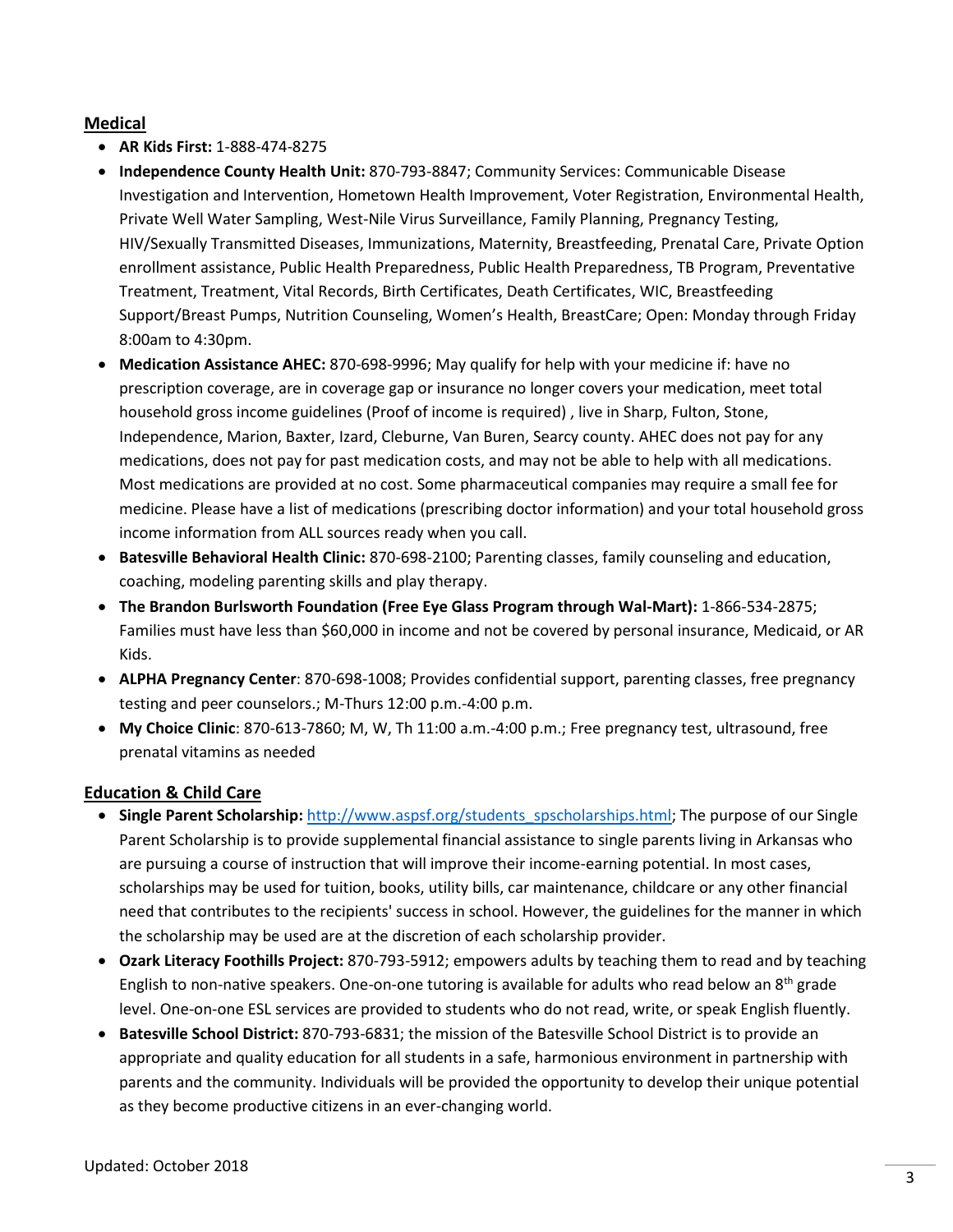## Medical

- **AR Kids First:** 1-888-474-8275
- **Independence County Health Unit:** 870-793-8847; Community Services: Communicable Disease Investigation and Intervention, Hometown Health Improvement, Voter Registration, Environmental Health, Private Well Water Sampling, West-Nile Virus Surveillance, Family Planning, Pregnancy Testing, HIV/Sexually Transmitted Diseases, Immunizations, Maternity, Breastfeeding, Prenatal Care, Private Option enrollment assistance, Public Health Preparedness, Public Health Preparedness, TB Program, Preventative Treatment, Treatment, Vital Records, Birth Certificates, Death Certificates, WIC, Breastfeeding Support/Breast Pumps, Nutrition Counseling, Women's Health, BreastCare; Open: Monday through Friday 8:00am to 4:30pm.
- **Medication Assistance AHEC:** 870-698-9996; May qualify for help with your medicine if: have no prescription coverage, are in coverage gap or insurance no longer covers your medication, meet total household gross income guidelines (Proof of income is required) , live in Sharp, Fulton, Stone, Independence, Marion, Baxter, Izard, Cleburne, Van Buren, Searcy county. AHEC does not pay for any medications, does not pay for past medication costs, and may not be able to help with all medications. Most medications are provided at no cost. Some pharmaceutical companies may require a small fee for medicine. Please have a list of medications (prescribing doctor information) and your total household gross income information from ALL sources ready when you call.
- **Batesville Behavioral Health Clinic:** 870-698-2100; Parenting classes, family counseling and education, coaching, modeling parenting skills and play therapy.
- **The Brandon Burlsworth Foundation (Free Eye Glass Program through Wal-Mart):** 1-866-534-2875; Families must have less than $60,000 in income and not be covered by personal insurance, Medicaid, or AR Kids.
- **ALPHA Pregnancy Center**: 870-698-1008; Provides confidential support, parenting classes, free pregnancy testing and peer counselors.; M-Thurs 12:00 p.m.-4:00 p.m.
- **My Choice Clinic**: 870-613-7860; M, W, Th 11:00 a.m.-4:00 p.m.; Free pregnancy test, ultrasound, free prenatal vitamins as needed

## Education & Child Care

- **Single Parent Scholarship:** [http://www.aspsf.org/students_spscholarships.html](http://www.aspsf.org/students_spscholarships.html); The purpose of our Single Parent Scholarship is to provide supplemental financial assistance to single parents living in Arkansas who are pursuing a course of instruction that will improve their income-earning potential. In most cases, scholarships may be used for tuition, books, utility bills, car maintenance, childcare or any other financial need that contributes to the recipients' success in school. However, the guidelines for the manner in which the scholarship may be used are at the discretion of each scholarship provider.
- **Ozark Literacy Foothills Project:** 870-793-5912; empowers adults by teaching them to read and by teaching English to non-native speakers. One-on-one tutoring is available for adults who read below an 8th grade level. One-on-one ESL services are provided to students who do not read, write, or speak English fluently.
- **Batesville School District:** 870-793-6831; the mission of the Batesville School District is to provide an appropriate and quality education for all students in a safe, harmonious environment in partnership with parents and the community. Individuals will be provided the opportunity to develop their unique potential as they become productive citizens in an ever-changing world.

Updated: October 2018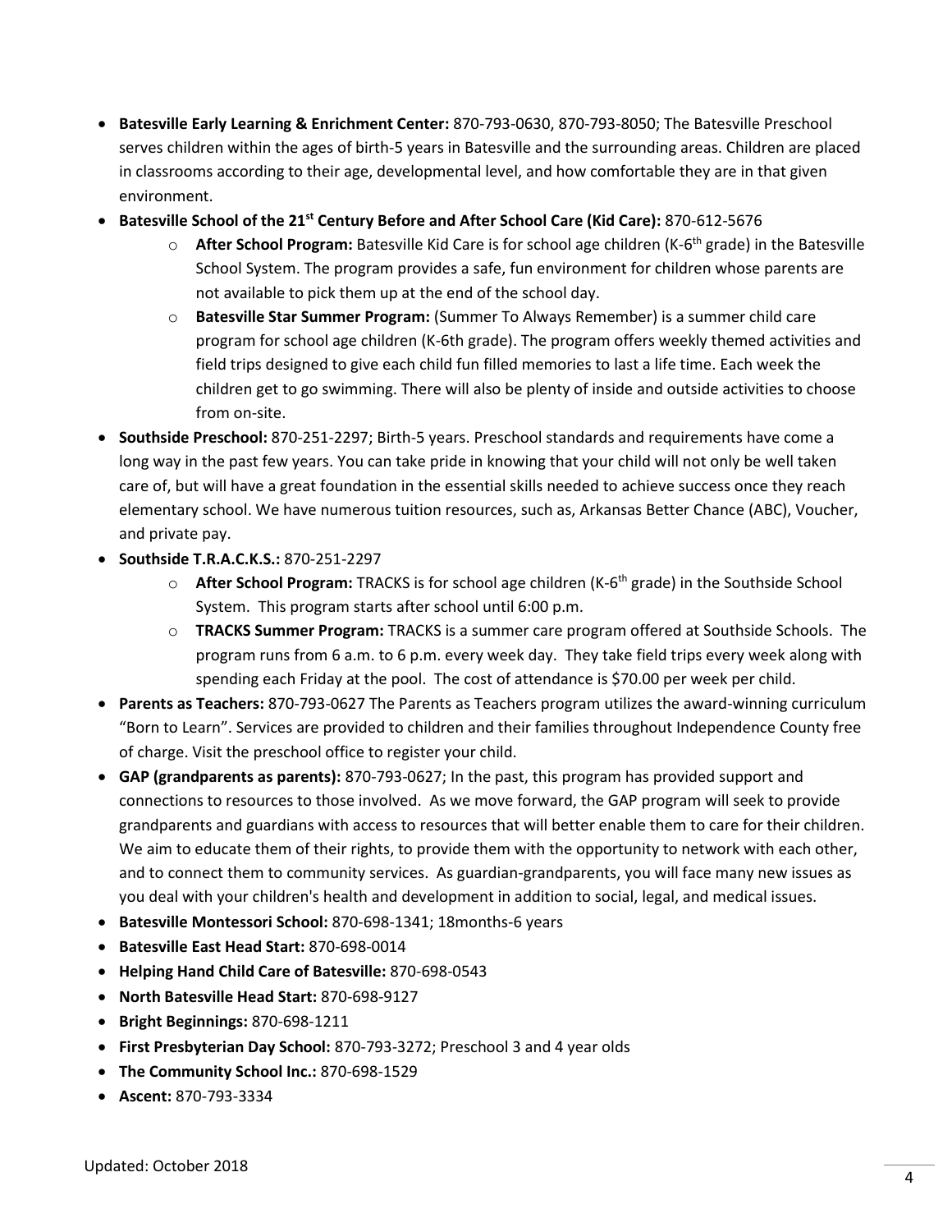- **Batesville Early Learning & Enrichment Center:** 870-793-0630, 870-793-8050; The Batesville Preschool serves children within the ages of birth-5 years in Batesville and the surrounding areas. Children are placed in classrooms according to their age, developmental level, and how comfortable they are in that given environment.
- **Batesville School of the 21st Century Before and After School Care (Kid Care):** 870-612-5676
    - **After School Program:** Batesville Kid Care is for school age children (K-6th grade) in the Batesville School System. The program provides a safe, fun environment for children whose parents are not available to pick them up at the end of the school day.
    - **Batesville Star Summer Program:** (Summer To Always Remember) is a summer child care program for school age children (K-6th grade). The program offers weekly themed activities and field trips designed to give each child fun filled memories to last a life time. Each week the children get to go swimming. There will also be plenty of inside and outside activities to choose from on-site.
- **Southside Preschool:** 870-251-2297; Birth-5 years. Preschool standards and requirements have come a long way in the past few years. You can take pride in knowing that your child will not only be well taken care of, but will have a great foundation in the essential skills needed to achieve success once they reach elementary school. We have numerous tuition resources, such as, Arkansas Better Chance (ABC), Voucher, and private pay.
- **Southside T.R.A.C.K.S.:** 870-251-2297
    - **After School Program:** TRACKS is for school age children (K-6th grade) in the Southside School System. This program starts after school until 6:00 p.m.
    - **TRACKS Summer Program:** TRACKS is a summer care program offered at Southside Schools. The program runs from 6 a.m. to 6 p.m. every week day. They take field trips every week along with spending each Friday at the pool. The cost of attendance is $70.00 per week per child.
- **Parents as Teachers:** 870-793-0627 The Parents as Teachers program utilizes the award-winning curriculum "Born to Learn". Services are provided to children and their families throughout Independence County free of charge. Visit the preschool office to register your child.
- **GAP (grandparents as parents):** 870-793-0627; In the past, this program has provided support and connections to resources to those involved. As we move forward, the GAP program will seek to provide grandparents and guardians with access to resources that will better enable them to care for their children. We aim to educate them of their rights, to provide them with the opportunity to network with each other, and to connect them to community services. As guardian-grandparents, you will face many new issues as you deal with your children's health and development in addition to social, legal, and medical issues.
- **Batesville Montessori School:** 870-698-1341; 18months-6 years
- **Batesville East Head Start:** 870-698-0014
- **Helping Hand Child Care of Batesville:** 870-698-0543
- **North Batesville Head Start:** 870-698-9127
- **Bright Beginnings:** 870-698-1211
- **First Presbyterian Day School:** 870-793-3272; Preschool 3 and 4 year olds
- **The Community School Inc.:** 870-698-1529
- **Ascent:** 870-793-3334

Updated: October 2018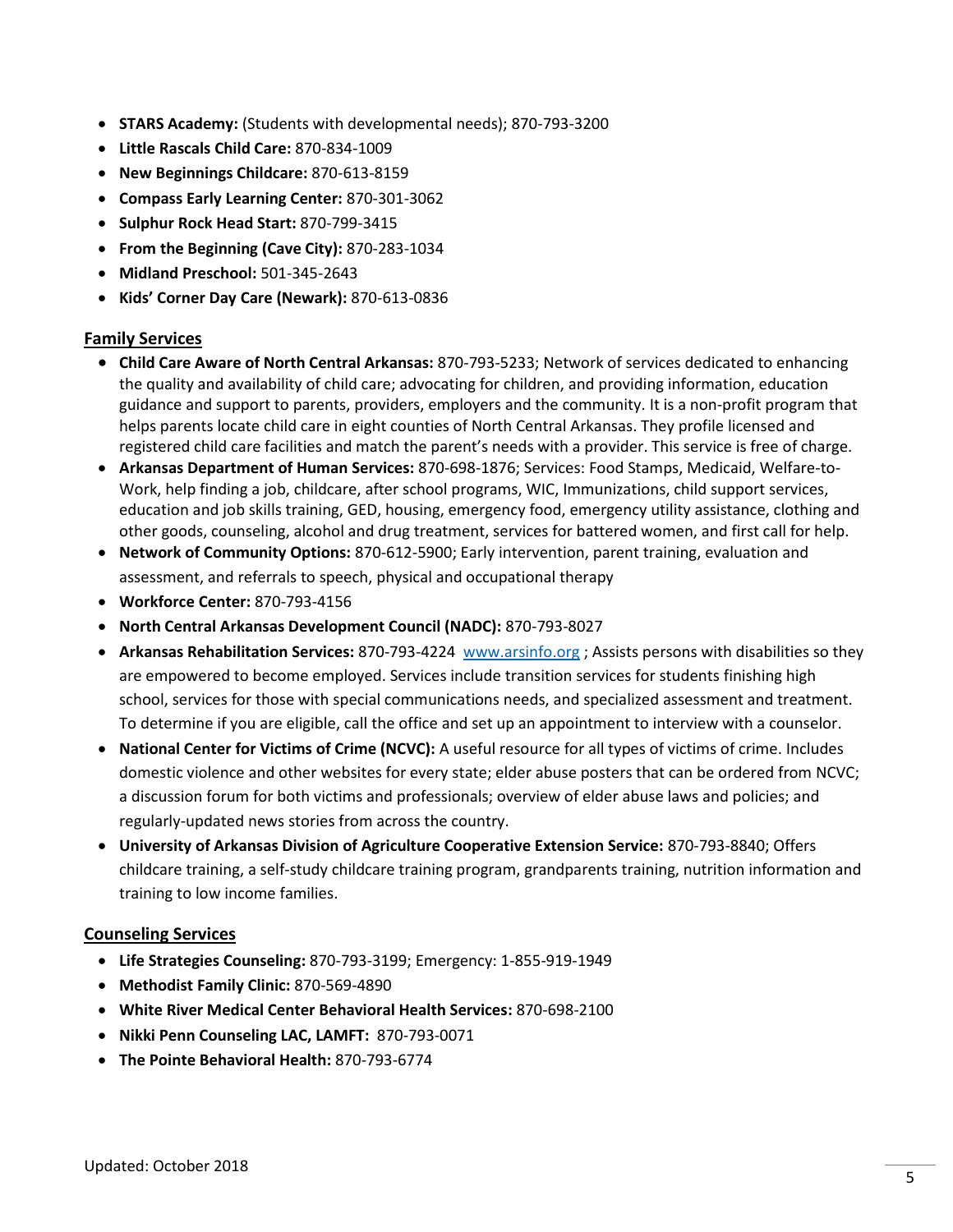- **STARS Academy:** (Students with developmental needs); 870-793-3200
- **Little Rascals Child Care:** 870-834-1009
- **New Beginnings Childcare:** 870-613-8159
- **Compass Early Learning Center:** 870-301-3062
- **Sulphur Rock Head Start:** 870-799-3415
- **From the Beginning (Cave City):** 870-283-1034
- **Midland Preschool:** 501-345-2643
- **Kids' Corner Day Care (Newark):** 870-613-0836

## Family Services

- **Child Care Aware of North Central Arkansas:** 870-793-5233; Network of services dedicated to enhancing the quality and availability of child care; advocating for children, and providing information, education guidance and support to parents, providers, employers and the community. It is a non-profit program that helps parents locate child care in eight counties of North Central Arkansas. They profile licensed and registered child care facilities and match the parent's needs with a provider. This service is free of charge.
- **Arkansas Department of Human Services:** 870-698-1876; Services: Food Stamps, Medicaid, Welfare-to-Work, help finding a job, childcare, after school programs, WIC, Immunizations, child support services, education and job skills training, GED, housing, emergency food, emergency utility assistance, clothing and other goods, counseling, alcohol and drug treatment, services for battered women, and first call for help.
- **Network of Community Options:** 870-612-5900; Early intervention, parent training, evaluation and assessment, and referrals to speech, physical and occupational therapy
- **Workforce Center:** 870-793-4156
- **North Central Arkansas Development Council (NADC):** 870-793-8027
- **Arkansas Rehabilitation Services:** 870-793-4224 [www.arsinfo.org](http://www.arsinfo.org) ; Assists persons with disabilities so they are empowered to become employed. Services include transition services for students finishing high school, services for those with special communications needs, and specialized assessment and treatment. To determine if you are eligible, call the office and set up an appointment to interview with a counselor.
- **National Center for Victims of Crime (NCVC):** A useful resource for all types of victims of crime. Includes domestic violence and other websites for every state; elder abuse posters that can be ordered from NCVC; a discussion forum for both victims and professionals; overview of elder abuse laws and policies; and regularly-updated news stories from across the country.
- **University of Arkansas Division of Agriculture Cooperative Extension Service:** 870-793-8840; Offers childcare training, a self-study childcare training program, grandparents training, nutrition information and training to low income families.

## Counseling Services

- **Life Strategies Counseling:** 870-793-3199; Emergency: 1-855-919-1949
- **Methodist Family Clinic:** 870-569-4890
- **White River Medical Center Behavioral Health Services:** 870-698-2100
- **Nikki Penn Counseling LAC, LAMFT:** 870-793-0071
- **The Pointe Behavioral Health:** 870-793-6774

Updated: October 2018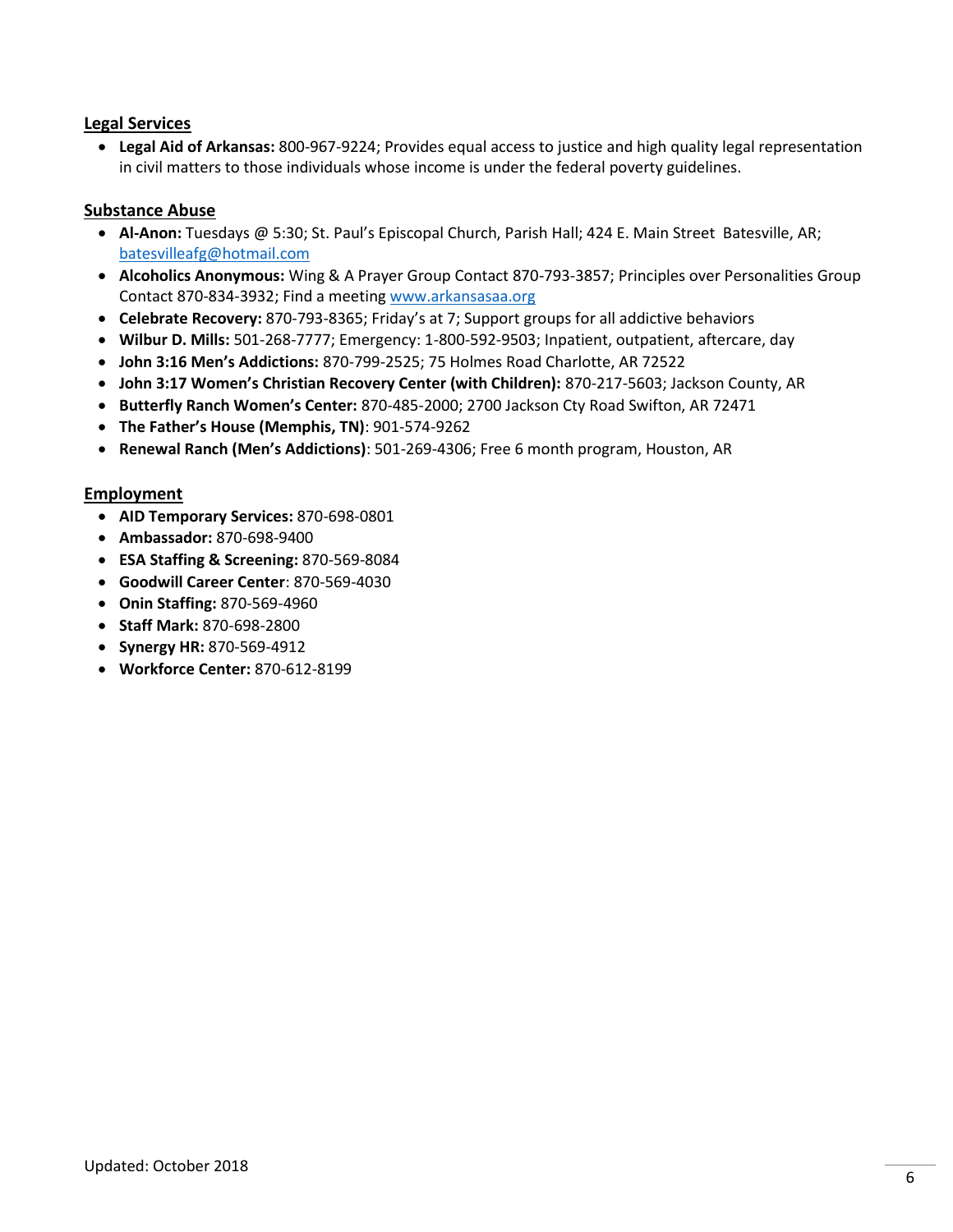## Legal Services

- **Legal Aid of Arkansas:** 800-967-9224; Provides equal access to justice and high quality legal representation in civil matters to those individuals whose income is under the federal poverty guidelines.

## Substance Abuse

- **Al-Anon:** Tuesdays @ 5:30; St. Paul's Episcopal Church, Parish Hall; 424 E. Main Street Batesville, AR; batesvilleafg@hotmail.com
- **Alcoholics Anonymous:** Wing & A Prayer Group Contact 870-793-3857; Principles over Personalities Group Contact 870-834-3932; Find a meeting www.arkansasaa.org
- **Celebrate Recovery:** 870-793-8365; Friday's at 7; Support groups for all addictive behaviors
- **Wilbur D. Mills:** 501-268-7777; Emergency: 1-800-592-9503; Inpatient, outpatient, aftercare, day
- **John 3:16 Men's Addictions:** 870-799-2525; 75 Holmes Road Charlotte, AR 72522
- **John 3:17 Women's Christian Recovery Center (with Children):** 870-217-5603; Jackson County, AR
- **Butterfly Ranch Women's Center:** 870-485-2000; 2700 Jackson Cty Road Swifton, AR 72471
- **The Father's House (Memphis, TN)**: 901-574-9262
- **Renewal Ranch (Men's Addictions)**: 501-269-4306; Free 6 month program, Houston, AR

## Employment

- **AID Temporary Services:** 870-698-0801
- **Ambassador:** 870-698-9400
- **ESA Staffing & Screening:** 870-569-8084
- **Goodwill Career Center**: 870-569-4030
- **Onin Staffing:** 870-569-4960
- **Staff Mark:** 870-698-2800
- **Synergy HR:** 870-569-4912
- **Workforce Center:** 870-612-8199

Updated: October 2018